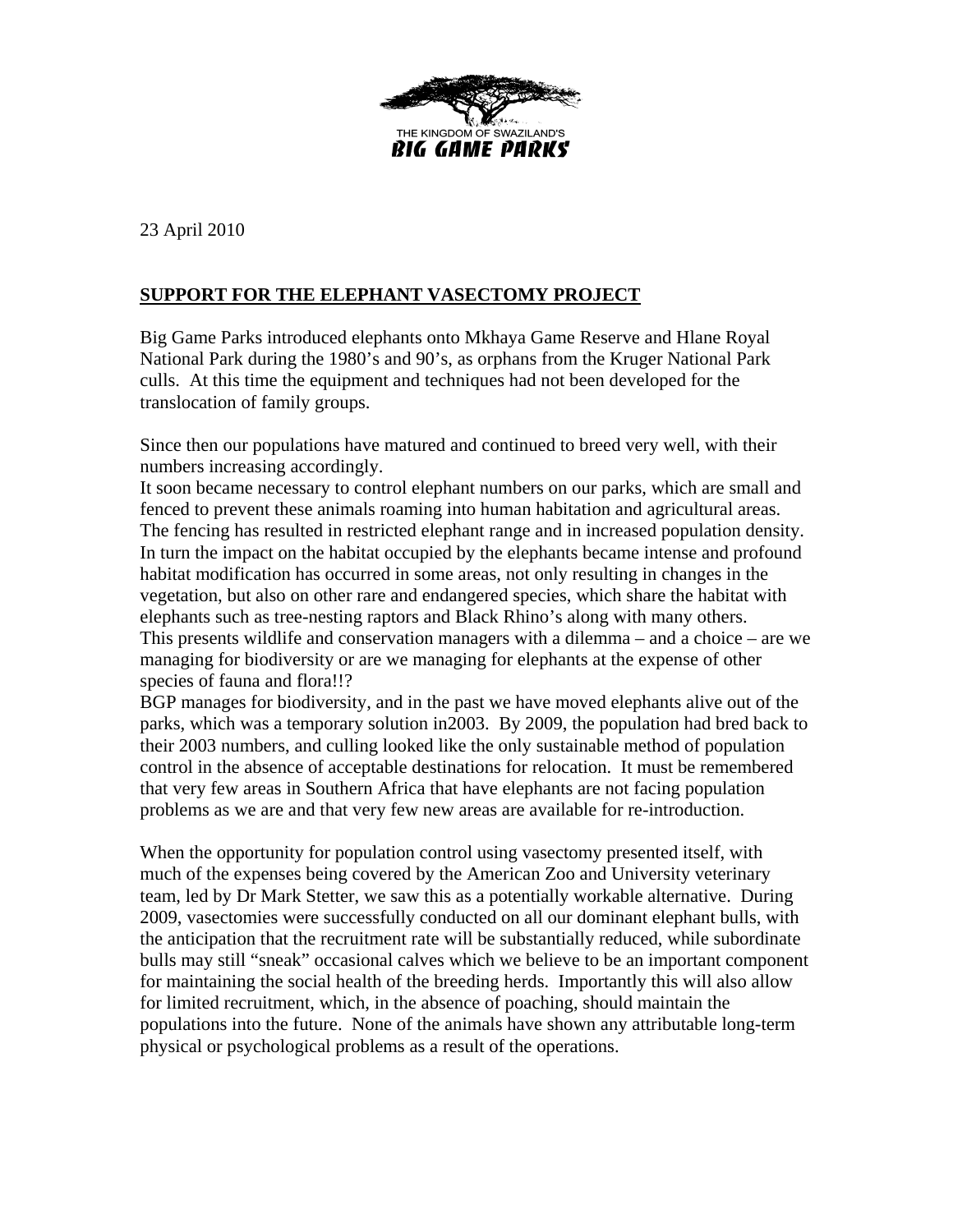THE KINGDOM OF SWAZILAND'S

**BIG GAME PARKS**

23 April 2010

**SUPPORT FOR THE ELEPHANT VASECTOMY PROJECT**

Big Game Parks introduced elephants onto Mkhaya Game Reserve and Hlane Royal National Park during the 1980's and 90's, as orphans from the Kruger National Park culls. At this time the equipment and techniques had not been developed for the translocation of family groups.

Since then our populations have matured and continued to breed very well, with their numbers increasing accordingly.
It soon became necessary to control elephant numbers on our parks, which are small and fenced to prevent these animals roaming into human habitation and agricultural areas. The fencing has resulted in restricted elephant range and in increased population density. In turn the impact on the habitat occupied by the elephants became intense and profound habitat modification has occurred in some areas, not only resulting in changes in the vegetation, but also on other rare and endangered species, which share the habitat with elephants such as tree-nesting raptors and Black Rhino's along with many others. This presents wildlife and conservation managers with a dilemma – and a choice – are we managing for biodiversity or are we managing for elephants at the expense of other species of fauna and flora!!?
BGP manages for biodiversity, and in the past we have moved elephants alive out of the parks, which was a temporary solution in2003. By 2009, the population had bred back to their 2003 numbers, and culling looked like the only sustainable method of population control in the absence of acceptable destinations for relocation. It must be remembered that very few areas in Southern Africa that have elephants are not facing population problems as we are and that very few new areas are available for re-introduction.

When the opportunity for population control using vasectomy presented itself, with much of the expenses being covered by the American Zoo and University veterinary team, led by Dr Mark Stetter, we saw this as a potentially workable alternative. During 2009, vasectomies were successfully conducted on all our dominant elephant bulls, with the anticipation that the recruitment rate will be substantially reduced, while subordinate bulls may still "sneak" occasional calves which we believe to be an important component for maintaining the social health of the breeding herds. Importantly this will also allow for limited recruitment, which, in the absence of poaching, should maintain the populations into the future. None of the animals have shown any attributable long-term physical or psychological problems as a result of the operations.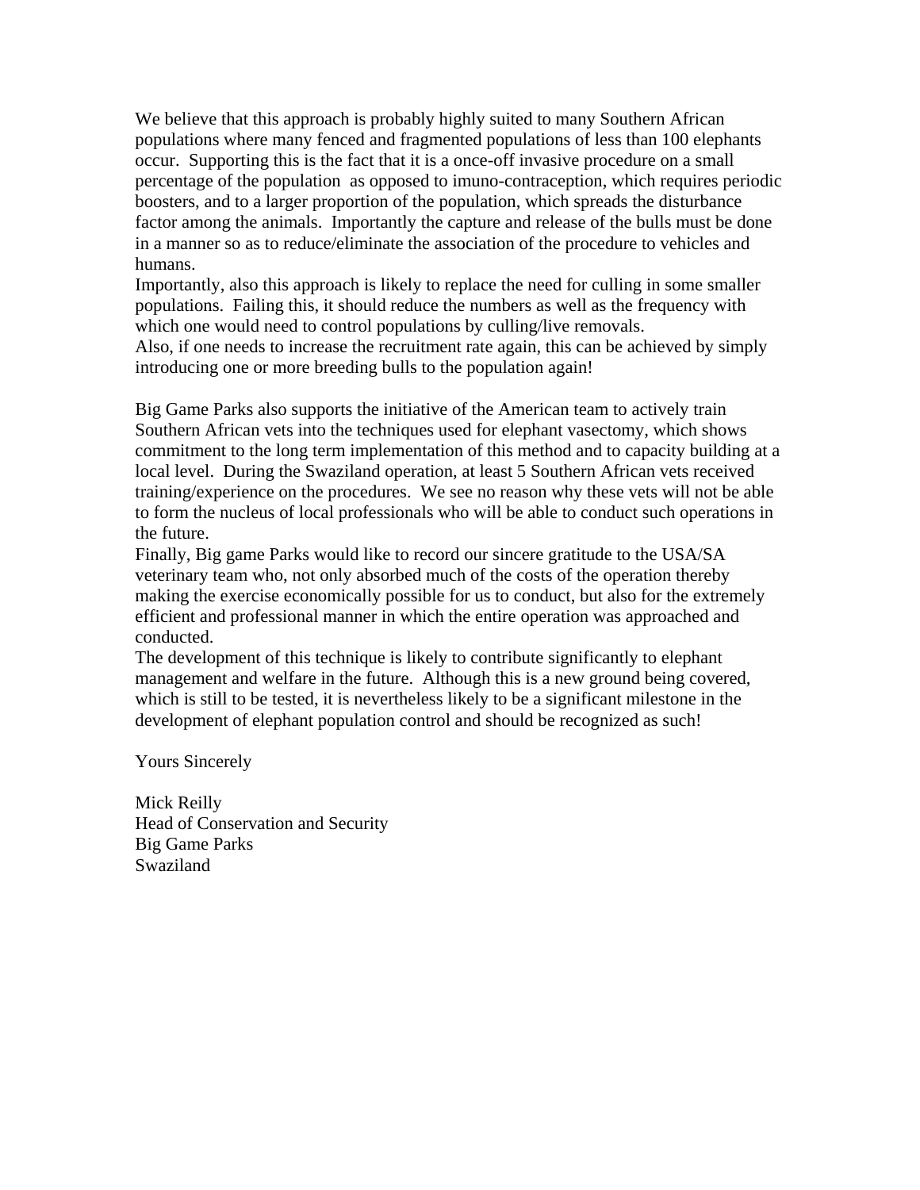We believe that this approach is probably highly suited to many Southern African populations where many fenced and fragmented populations of less than 100 elephants occur. Supporting this is the fact that it is a once-off invasive procedure on a small percentage of the population as opposed to imuno-contraception, which requires periodic boosters, and to a larger proportion of the population, which spreads the disturbance factor among the animals. Importantly the capture and release of the bulls must be done in a manner so as to reduce/eliminate the association of the procedure to vehicles and humans.

Importantly, also this approach is likely to replace the need for culling in some smaller populations. Failing this, it should reduce the numbers as well as the frequency with which one would need to control populations by culling/live removals.

Also, if one needs to increase the recruitment rate again, this can be achieved by simply introducing one or more breeding bulls to the population again!

Big Game Parks also supports the initiative of the American team to actively train Southern African vets into the techniques used for elephant vasectomy, which shows commitment to the long term implementation of this method and to capacity building at a local level. During the Swaziland operation, at least 5 Southern African vets received training/experience on the procedures. We see no reason why these vets will not be able to form the nucleus of local professionals who will be able to conduct such operations in the future.

Finally, Big game Parks would like to record our sincere gratitude to the USA/SA veterinary team who, not only absorbed much of the costs of the operation thereby making the exercise economically possible for us to conduct, but also for the extremely efficient and professional manner in which the entire operation was approached and conducted.

The development of this technique is likely to contribute significantly to elephant management and welfare in the future. Although this is a new ground being covered, which is still to be tested, it is nevertheless likely to be a significant milestone in the development of elephant population control and should be recognized as such!

Yours Sincerely

Mick Reilly
Head of Conservation and Security
Big Game Parks
Swaziland